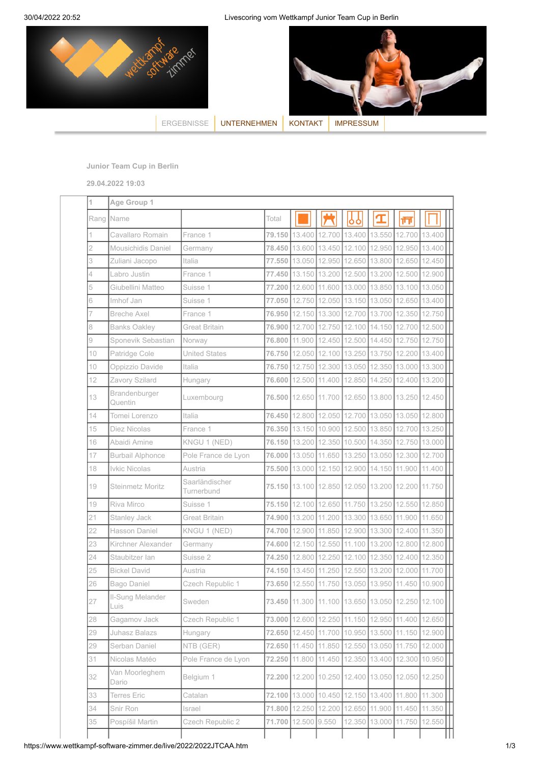ERGEBNISSE | UNTERNEHMEN | KONTAKT | IMPRESSUM

**Junior Team Cup in Berlin**

**29.04.2022 19:03**

| 1 | Age Group 1 | | | | | | | | |
|---|---|---|---|---|---|---|---|---|---|
| Rang | Name | | Total | Floor | Pommel horse | Rings | Vault | Parallel bars | High bar |
| 1 | Cavallaro Romain | France 1 | **79.150** | 13.400 | 12.700 | 13.400 | 13.550 | 12.700 | 13.400 |
| 2 | Mousichidis Daniel | Germany | **78.450** | 13.600 | 13.450 | 12.100 | 12.950 | 12.950 | 13.400 |
| 3 | Zuliani Jacopo | Italia | **77.550** | 13.050 | 12.950 | 12.650 | 13.800 | 12.650 | 12.450 |
| 4 | Labro Justin | France 1 | **77.450** | 13.150 | 13.200 | 12.500 | 13.200 | 12.500 | 12.900 |
| 5 | Giubellini Matteo | Suisse 1 | **77.200** | 12.600 | 11.600 | 13.000 | 13.850 | 13.100 | 13.050 |
| 6 | Imhof Jan | Suisse 1 | **77.050** | 12.750 | 12.050 | 13.150 | 13.050 | 12.650 | 13.400 |
| 7 | Breche Axel | France 1 | **76.950** | 12.150 | 13.300 | 12.700 | 13.700 | 12.350 | 12.750 |
| 8 | Banks Oakley | Great Britain | **76.900** | 12.700 | 12.750 | 12.100 | 14.150 | 12.700 | 12.500 |
| 9 | Sponevik Sebastian | Norway | **76.800** | 11.900 | 12.450 | 12.500 | 14.450 | 12.750 | 12.750 |
| 10 | Patridge Cole | United States | **76.750** | 12.050 | 12.100 | 13.250 | 13.750 | 12.200 | 13.400 |
| 10 | Oppizzio Davide | Italia | **76.750** | 12.750 | 12.300 | 13.050 | 12.350 | 13.000 | 13.300 |
| 12 | Zavory Szilard | Hungary | **76.600** | 12.500 | 11.400 | 12.850 | 14.250 | 12.400 | 13.200 |
| 13 | Brandenburger Quentin | Luxembourg | **76.500** | 12.650 | 11.700 | 12.650 | 13.800 | 13.250 | 12.450 |
| 14 | Tomei Lorenzo | Italia | **76.450** | 12.800 | 12.050 | 12.700 | 13.050 | 13.050 | 12.800 |
| 15 | Diez Nicolas | France 1 | **76.350** | 13.150 | 10.900 | 12.500 | 13.850 | 12.700 | 13.250 |
| 16 | Abaidi Amine | KNGU 1 (NED) | **76.150** | 13.200 | 12.350 | 10.500 | 14.350 | 12.750 | 13.000 |
| 17 | Burbail Alphonce | Pole France de Lyon | **76.000** | 13.050 | 11.650 | 13.250 | 13.050 | 12.300 | 12.700 |
| 18 | Ivkic Nicolas | Austria | **75.500** | 13.000 | 12.150 | 12.900 | 14.150 | 11.900 | 11.400 |
| 19 | Steinmetz Moritz | Saarländischer Turnerbund | **75.150** | 13.100 | 12.850 | 12.050 | 13.200 | 12.200 | 11.750 |
| 19 | Riva Mirco | Suisse 1 | **75.150** | 12.100 | 12.650 | 11.750 | 13.250 | 12.550 | 12.850 |
| 21 | Stanley Jack | Great Britain | **74.900** | 13.200 | 11.200 | 13.300 | 13.650 | 11.900 | 11.650 |
| 22 | Hasson Daniel | KNGU 1 (NED) | **74.700** | 12.900 | 11.850 | 12.900 | 13.300 | 12.400 | 11.350 |
| 23 | Kirchner Alexander | Germany | **74.600** | 12.150 | 12.550 | 11.100 | 13.200 | 12.800 | 12.800 |
| 24 | Staubitzer Ian | Suisse 2 | **74.250** | 12.800 | 12.250 | 12.100 | 12.350 | 12.400 | 12.350 |
| 25 | Bickel David | Austria | **74.150** | 13.450 | 11.250 | 12.550 | 13.200 | 12.000 | 11.700 |
| 26 | Bago Daniel | Czech Republic 1 | **73.650** | 12.550 | 11.750 | 13.050 | 13.950 | 11.450 | 10.900 |
| 27 | Il-Sung Melander Luis | Sweden | **73.450** | 11.300 | 11.100 | 13.650 | 13.050 | 12.250 | 12.100 |
| 28 | Gagamov Jack | Czech Republic 1 | **73.000** | 12.600 | 12.250 | 11.150 | 12.950 | 11.400 | 12.650 |
| 29 | Juhasz Balazs | Hungary | **72.650** | 12.450 | 11.700 | 10.950 | 13.500 | 11.150 | 12.900 |
| 29 | Serban Daniel | NTB (GER) | **72.650** | 11.450 | 11.850 | 12.550 | 13.050 | 11.750 | 12.000 |
| 31 | Nicolas Matéo | Pole France de Lyon | **72.250** | 11.800 | 11.450 | 12.350 | 13.400 | 12.300 | 10.950 |
| 32 | Van Moorleghem Dario | Belgium 1 | **72.200** | 12.200 | 10.250 | 12.400 | 13.050 | 12.050 | 12.250 |
| 33 | Terres Eric | Catalan | **72.100** | 13.000 | 10.450 | 12.150 | 13.400 | 11.800 | 11.300 |
| 34 | Snir Ron | Israel | **71.800** | 12.250 | 12.200 | 12.650 | 11.900 | 11.450 | 11.350 |
| 35 | Pospíšil Martin | Czech Republic 2 | **71.700** | 12.500 | 9.550 | 12.350 | 13.000 | 11.750 | 12.550 |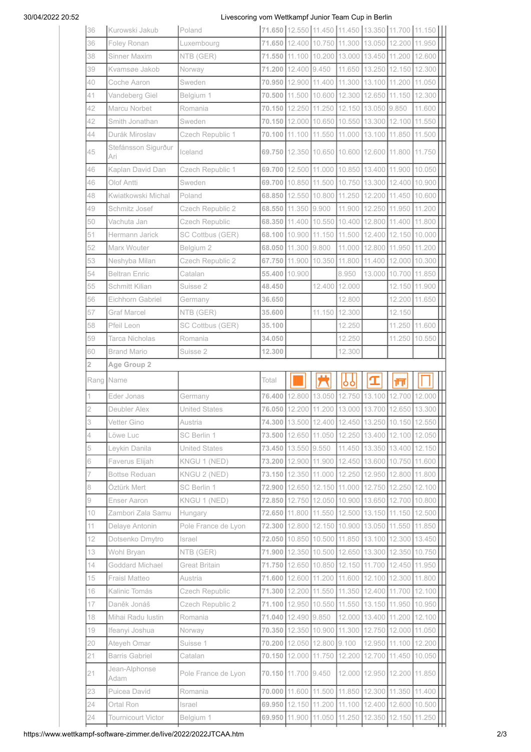| | | | | | | | | | |
|---|---|---|---|---|---|---|---|---|---|
| 36 | Kurowski Jakub | Poland | **71.650** | 12.550 | 11.450 | 11.450 | 13.350 | 11.700 | 11.150 |
| 36 | Foley Ronan | Luxembourg | **71.650** | 12.400 | 10.750 | 11.300 | 13.050 | 12.200 | 11.950 |
| 38 | Sinner Maxim | NTB (GER) | **71.550** | 11.100 | 10.200 | 13.000 | 13.450 | 11.200 | 12.600 |
| 39 | Kvamsøe Jakob | Norway | **71.200** | 12.400 | 9.450 | 11.650 | 13.250 | 12.150 | 12.300 |
| 40 | Coche Aaron | Sweden | **70.950** | 12.900 | 11.400 | 11.300 | 13.100 | 11.200 | 11.050 |
| 41 | Vandeberg Giel | Belgium 1 | **70.500** | 11.500 | 10.600 | 12.300 | 12.650 | 11.150 | 12.300 |
| 42 | Marcu Norbet | Romania | **70.150** | 12.250 | 11.250 | 12.150 | 13.050 | 9.850 | 11.600 |
| 42 | Smith Jonathan | Sweden | **70.150** | 12.000 | 10.650 | 10.550 | 13.300 | 12.100 | 11.550 |
| 44 | Durák Miroslav | Czech Republic 1 | **70.100** | 11.100 | 11.550 | 11.000 | 13.100 | 11.850 | 11.500 |
| 45 | Stefánsson Sigurður Ari | Iceland | **69.750** | 12.350 | 10.650 | 10.600 | 12.600 | 11.800 | 11.750 |
| 46 | Kaplan David Dan | Czech Republic 1 | **69.700** | 12.500 | 11.000 | 10.850 | 13.400 | 11.900 | 10.050 |
| 46 | Olof Antti | Sweden | **69.700** | 10.850 | 11.500 | 10.750 | 13.300 | 12.400 | 10.900 |
| 48 | Kwiatkowski Michal | Poland | **68.850** | 12.550 | 10.800 | 11.250 | 12.200 | 11.450 | 10.600 |
| 49 | Schmitz Josef | Czech Republic 2 | **68.550** | 11.350 | 9.900 | 11.900 | 12.250 | 11.950 | 11.200 |
| 50 | Vachuta Jan | Czech Republic | **68.350** | 11.400 | 10.550 | 10.400 | 12.800 | 11.400 | 11.800 |
| 51 | Hermann Jarick | SC Cottbus (GER) | **68.100** | 10.900 | 11.150 | 11.500 | 12.400 | 12.150 | 10.000 |
| 52 | Marx Wouter | Belgium 2 | **68.050** | 11.300 | 9.800 | 11.000 | 12.800 | 11.950 | 11.200 |
| 53 | Neshyba Milan | Czech Republic 2 | **67.750** | 11.900 | 10.350 | 11.800 | 11.400 | 12.000 | 10.300 |
| 54 | Beltran Enric | Catalan | **55.400** | 10.900 | | 8.950 | 13.000 | 10.700 | 11.850 |
| 55 | Schmitt Kilian | Suisse 2 | **48.450** | | 12.400 | 12.000 | | 12.150 | 11.900 |
| 56 | Eichhorn Gabriel | Germany | **36.650** | | | 12.800 | | 12.200 | 11.650 |
| 57 | Graf Marcel | NTB (GER) | **35.600** | | 11.150 | 12.300 | | 12.150 | |
| 58 | Pfeil Leon | SC Cottbus (GER) | **35.100** | | | 12.250 | | 11.250 | 11.600 |
| 59 | Tarca Nicholas | Romania | **34.050** | | | 12.250 | | 11.250 | 10.550 |
| 60 | Brand Mario | Suisse 2 | **12.300** | | | 12.300 | | | |

**2 Age Group 2**

| Rang | Name | | Total | | | | | | |
|---|---|---|---|---|---|---|---|---|---|
| 1 | Eder Jonas | Germany | **76.400** | 12.800 | 13.050 | 12.750 | 13.100 | 12.700 | 12.000 |
| 2 | Deubler Alex | United States | **76.050** | 12.200 | 11.200 | 13.000 | 13.700 | 12.650 | 13.300 |
| 3 | Vetter Gino | Austria | **74.300** | 13.500 | 12.400 | 12.450 | 13.250 | 10.150 | 12.550 |
| 4 | Löwe Luc | SC Berlin 1 | **73.500** | 12.650 | 11.050 | 12.250 | 13.400 | 12.100 | 12.050 |
| 5 | Leykin Danila | United States | **73.450** | 13.550 | 9.550 | 11.450 | 13.350 | 13.400 | 12.150 |
| 6 | Faverus Elijah | KNGU 1 (NED) | **73.200** | 12.900 | 11.900 | 12.450 | 13.600 | 10.750 | 11.600 |
| 7 | Bottse Reduan | KNGU 2 (NED) | **73.150** | 12.350 | 11.000 | 12.250 | 12.950 | 12.800 | 11.800 |
| 8 | Öztürk Mert | SC Berlin 1 | **72.900** | 12.650 | 12.150 | 11.000 | 12.750 | 12.250 | 12.100 |
| 9 | Enser Aaron | KNGU 1 (NED) | **72.850** | 12.750 | 12.050 | 10.900 | 13.650 | 12.700 | 10.800 |
| 10 | Zambori Zala Samu | Hungary | **72.650** | 11.800 | 11.550 | 12.500 | 13.150 | 11.150 | 12.500 |
| 11 | Delaye Antonin | Pole France de Lyon | **72.300** | 12.800 | 12.150 | 10.900 | 13.050 | 11.550 | 11.850 |
| 12 | Dotsenko Dmytro | Israel | **72.050** | 10.850 | 10.500 | 11.850 | 13.100 | 12.300 | 13.450 |
| 13 | Wohl Bryan | NTB (GER) | **71.900** | 12.350 | 10.500 | 12.650 | 13.300 | 12.350 | 10.750 |
| 14 | Goddard Michael | Great Britain | **71.750** | 12.650 | 10.850 | 12.150 | 11.700 | 12.450 | 11.950 |
| 15 | Fraisl Matteo | Austria | **71.600** | 12.600 | 11.200 | 11.600 | 12.100 | 12.300 | 11.800 |
| 16 | Kalinic Tomás | Czech Republic | **71.300** | 12.200 | 11.550 | 11.350 | 12.400 | 11.700 | 12.100 |
| 17 | Daněk Jonáš | Czech Republic 2 | **71.100** | 12.950 | 10.550 | 11.550 | 13.150 | 11.950 | 10.950 |
| 18 | Mihai Radu Iustin | Romania | **71.040** | 12.490 | 9.850 | 12.000 | 13.400 | 11.200 | 12.100 |
| 19 | Ifeanyi Joshua | Norway | **70.350** | 12.350 | 10.900 | 11.300 | 12.750 | 12.000 | 11.050 |
| 20 | Ateyeh Omar | Suisse 1 | **70.200** | 12.050 | 12.800 | 9.100 | 12.950 | 11.100 | 12.200 |
| 21 | Barris Gabriel | Catalan | **70.150** | 12.000 | 11.750 | 12.200 | 12.700 | 11.450 | 10.050 |
| 21 | Jean-Alphonse Adam | Pole France de Lyon | **70.150** | 11.700 | 9.450 | 12.000 | 12.950 | 12.200 | 11.850 |
| 23 | Puicea David | Romania | **70.000** | 11.600 | 11.500 | 11.850 | 12.300 | 11.350 | 11.400 |
| 24 | Ortal Ron | Israel | **69.950** | 12.150 | 11.200 | 11.100 | 12.400 | 12.600 | 10.500 |
| 24 | Tournicourt Victor | Belgium 1 | **69.950** | 11.900 | 11.050 | 11.250 | 12.350 | 12.150 | 11.250 |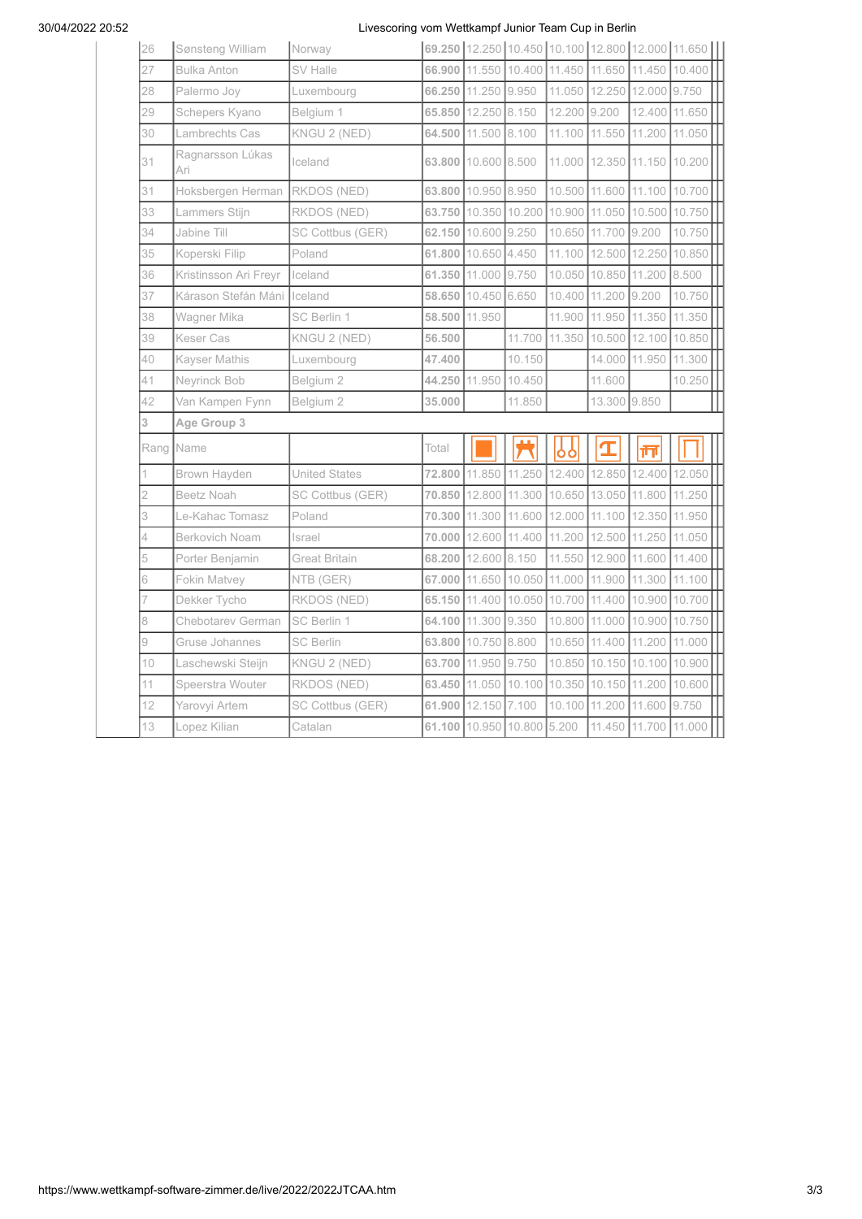| | | | | | | | | | |
|---|---|---|---|---|---|---|---|---|---|
| 26 | Sønsteng William | Norway | **69.250** | 12.250 | 10.450 | 10.100 | 12.800 | 12.000 | 11.650 |
| 27 | Bulka Anton | SV Halle | **66.900** | 11.550 | 10.400 | 11.450 | 11.650 | 11.450 | 10.400 |
| 28 | Palermo Joy | Luxembourg | **66.250** | 11.250 | 9.950 | 11.050 | 12.250 | 12.000 | 9.750 |
| 29 | Schepers Kyano | Belgium 1 | **65.850** | 12.250 | 8.150 | 12.200 | 9.200 | 12.400 | 11.650 |
| 30 | Lambrechts Cas | KNGU 2 (NED) | **64.500** | 11.500 | 8.100 | 11.100 | 11.550 | 11.200 | 11.050 |
| 31 | Ragnarsson Lúkas Ari | Iceland | **63.800** | 10.600 | 8.500 | 11.000 | 12.350 | 11.150 | 10.200 |
| 31 | Hoksbergen Herman | RKDOS (NED) | **63.800** | 10.950 | 8.950 | 10.500 | 11.600 | 11.100 | 10.700 |
| 33 | Lammers Stijn | RKDOS (NED) | **63.750** | 10.350 | 10.200 | 10.900 | 11.050 | 10.500 | 10.750 |
| 34 | Jabine Till | SC Cottbus (GER) | **62.150** | 10.600 | 9.250 | 10.650 | 11.700 | 9.200 | 10.750 |
| 35 | Koperski Filip | Poland | **61.800** | 10.650 | 4.450 | 11.100 | 12.500 | 12.250 | 10.850 |
| 36 | Kristinsson Ari Freyr | Iceland | **61.350** | 11.000 | 9.750 | 10.050 | 10.850 | 11.200 | 8.500 |
| 37 | Kárason Stefán Máni | Iceland | **58.650** | 10.450 | 6.650 | 10.400 | 11.200 | 9.200 | 10.750 |
| 38 | Wagner Mika | SC Berlin 1 | **58.500** | 11.950 | | 11.900 | 11.950 | 11.350 | 11.350 |
| 39 | Keser Cas | KNGU 2 (NED) | **56.500** | | 11.700 | 11.350 | 10.500 | 12.100 | 10.850 |
| 40 | Kayser Mathis | Luxembourg | **47.400** | | 10.150 | | 14.000 | 11.950 | 11.300 |
| 41 | Neyrinck Bob | Belgium 2 | **44.250** | 11.950 | 10.450 | | 11.600 | | 10.250 |
| 42 | Van Kampen Fynn | Belgium 2 | **35.000** | | 11.850 | | 13.300 | 9.850 | |
| 3 | **Age Group 3** | | | | | | | | |
| Rang | Name | | Total | | | | | | |
| 1 | Brown Hayden | United States | **72.800** | 11.850 | 11.250 | 12.400 | 12.850 | 12.400 | 12.050 |
| 2 | Beetz Noah | SC Cottbus (GER) | **70.850** | 12.800 | 11.300 | 10.650 | 13.050 | 11.800 | 11.250 |
| 3 | Le-Kahac Tomasz | Poland | **70.300** | 11.300 | 11.600 | 12.000 | 11.100 | 12.350 | 11.950 |
| 4 | Berkovich Noam | Israel | **70.000** | 12.600 | 11.400 | 11.200 | 12.500 | 11.250 | 11.050 |
| 5 | Porter Benjamin | Great Britain | **68.200** | 12.600 | 8.150 | 11.550 | 12.900 | 11.600 | 11.400 |
| 6 | Fokin Matvey | NTB (GER) | **67.000** | 11.650 | 10.050 | 11.000 | 11.900 | 11.300 | 11.100 |
| 7 | Dekker Tycho | RKDOS (NED) | **65.150** | 11.400 | 10.050 | 10.700 | 11.400 | 10.900 | 10.700 |
| 8 | Chebotarev German | SC Berlin 1 | **64.100** | 11.300 | 9.350 | 10.800 | 11.000 | 10.900 | 10.750 |
| 9 | Gruse Johannes | SC Berlin | **63.800** | 10.750 | 8.800 | 10.650 | 11.400 | 11.200 | 11.000 |
| 10 | Laschewski Steijn | KNGU 2 (NED) | **63.700** | 11.950 | 9.750 | 10.850 | 10.150 | 10.100 | 10.900 |
| 11 | Speerstra Wouter | RKDOS (NED) | **63.450** | 11.050 | 10.100 | 10.350 | 10.150 | 11.200 | 10.600 |
| 12 | Yarovyi Artem | SC Cottbus (GER) | **61.900** | 12.150 | 7.100 | 10.100 | 11.200 | 11.600 | 9.750 |
| 13 | Lopez Kilian | Catalan | **61.100** | 10.950 | 10.800 | 5.200 | 11.450 | 11.700 | 11.000 |